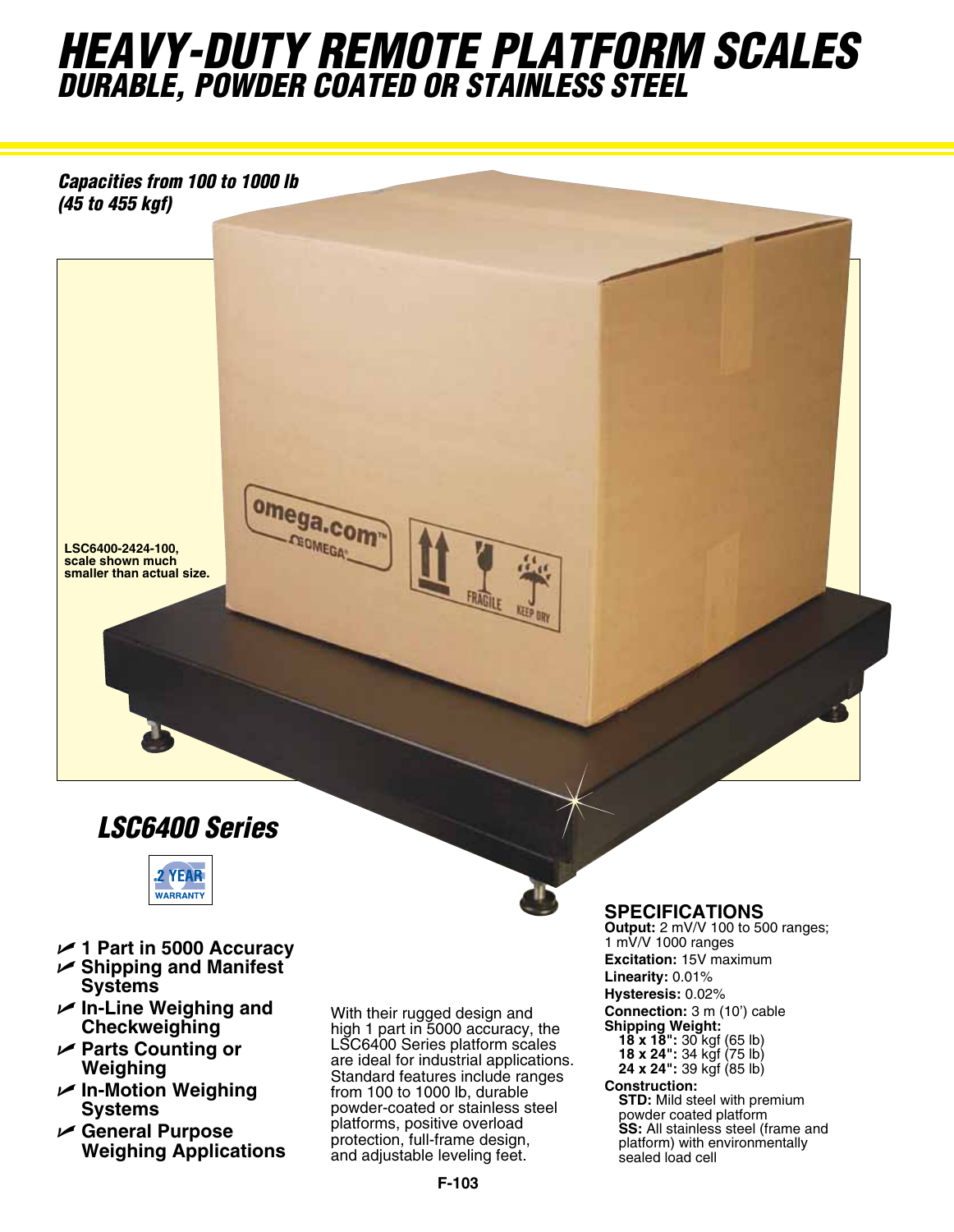# HEAVY-DUTY REMOTE PLATFORM SCALES

## DURABLE, POWDER COATED OR STAINLESS STEEL

***Capacities from 100 to 1000 lb (45 to 455 kgf)***

**LSC6400-2424-100, scale shown much smaller than actual size.**

## *LSC6400 Series*

2 YEAR WARRANTY

- **1 Part in 5000 Accuracy**
- **Shipping and Manifest Systems**
- **In-Line Weighing and Checkweighing**
- **Parts Counting or Weighing**
- **In-Motion Weighing Systems**
- **General Purpose Weighing Applications**

With their rugged design and high 1 part in 5000 accuracy, the LSC6400 Series platform scales are ideal for industrial applications. Standard features include ranges from 100 to 1000 lb, durable powder-coated or stainless steel platforms, positive overload protection, full-frame design, and adjustable leveling feet.

### SPECIFICATIONS

**Output:** 2 mV/V 100 to 500 ranges; 1 mV/V 1000 ranges

**Excitation:** 15V maximum

**Linearity:** 0.01%

**Hysteresis:** 0.02%

**Connection:** 3 m (10') cable

**Shipping Weight:**
- **18 x 18":** 30 kgf (65 lb)
- **18 x 24":** 34 kgf (75 lb)
- **24 x 24":** 39 kgf (85 lb)

**Construction:**
- **STD:** Mild steel with premium powder coated platform
- **SS:** All stainless steel (frame and platform) with environmentally sealed load cell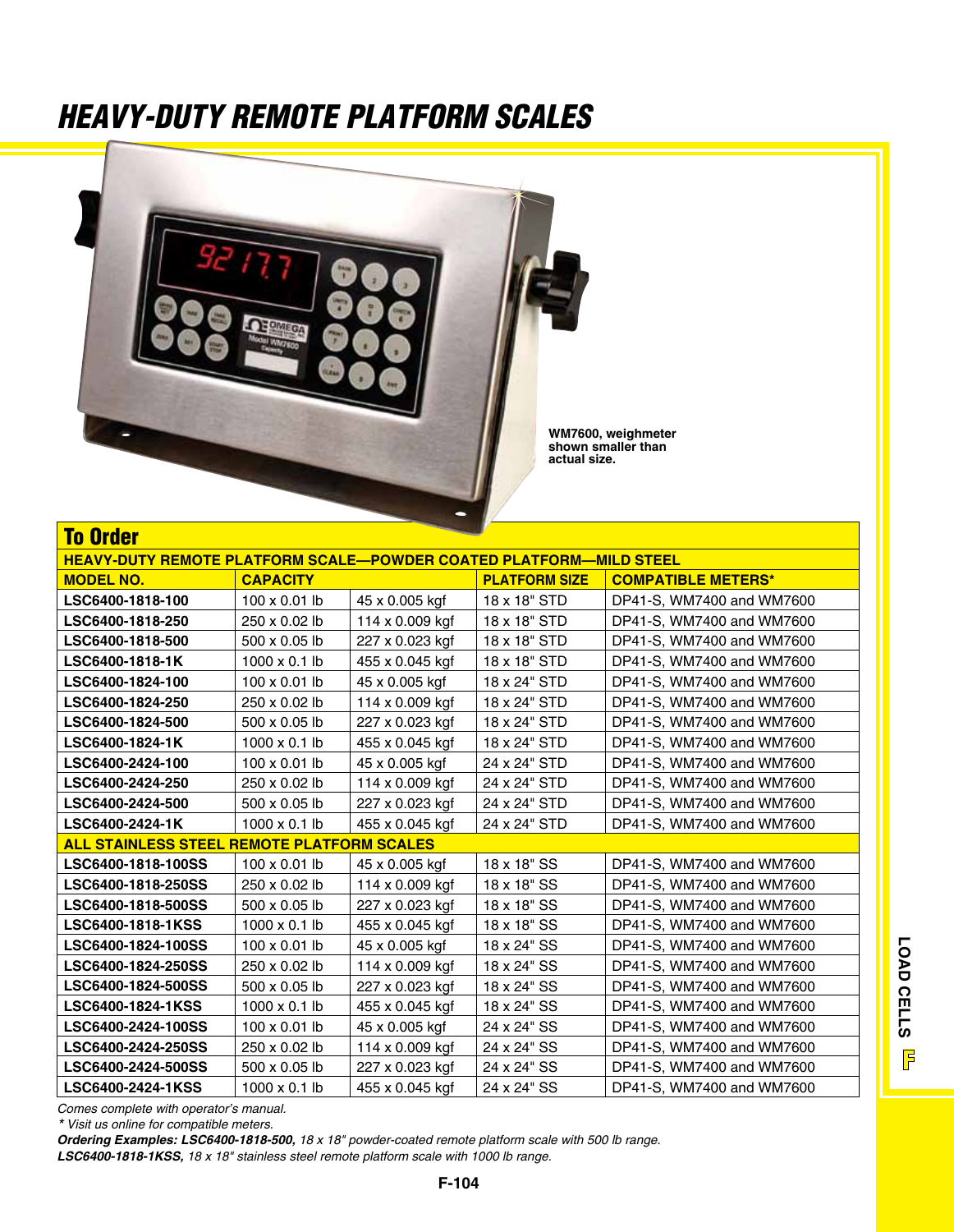# HEAVY-DUTY REMOTE PLATFORM SCALES

WM7600, weighmeter shown smaller than actual size.

## To Order

| MODEL NO. | CAPACITY | | PLATFORM SIZE | COMPATIBLE METERS* |
|---|---|---|---|---|
| **HEAVY-DUTY REMOTE PLATFORM SCALE—POWDER COATED PLATFORM—MILD STEEL** | | | | |
| **LSC6400-1818-100** | 100 x 0.01 lb | 45 x 0.005 kgf | 18 x 18" STD | DP41-S, WM7400 and WM7600 |
| **LSC6400-1818-250** | 250 x 0.02 lb | 114 x 0.009 kgf | 18 x 18" STD | DP41-S, WM7400 and WM7600 |
| **LSC6400-1818-500** | 500 x 0.05 lb | 227 x 0.023 kgf | 18 x 18" STD | DP41-S, WM7400 and WM7600 |
| **LSC6400-1818-1K** | 1000 x 0.1 lb | 455 x 0.045 kgf | 18 x 18" STD | DP41-S, WM7400 and WM7600 |
| **LSC6400-1824-100** | 100 x 0.01 lb | 45 x 0.005 kgf | 18 x 24" STD | DP41-S, WM7400 and WM7600 |
| **LSC6400-1824-250** | 250 x 0.02 lb | 114 x 0.009 kgf | 18 x 24" STD | DP41-S, WM7400 and WM7600 |
| **LSC6400-1824-500** | 500 x 0.05 lb | 227 x 0.023 kgf | 18 x 24" STD | DP41-S, WM7400 and WM7600 |
| **LSC6400-1824-1K** | 1000 x 0.1 lb | 455 x 0.045 kgf | 18 x 24" STD | DP41-S, WM7400 and WM7600 |
| **LSC6400-2424-100** | 100 x 0.01 lb | 45 x 0.005 kgf | 24 x 24" STD | DP41-S, WM7400 and WM7600 |
| **LSC6400-2424-250** | 250 x 0.02 lb | 114 x 0.009 kgf | 24 x 24" STD | DP41-S, WM7400 and WM7600 |
| **LSC6400-2424-500** | 500 x 0.05 lb | 227 x 0.023 kgf | 24 x 24" STD | DP41-S, WM7400 and WM7600 |
| **LSC6400-2424-1K** | 1000 x 0.1 lb | 455 x 0.045 kgf | 24 x 24" STD | DP41-S, WM7400 and WM7600 |
| **ALL STAINLESS STEEL REMOTE PLATFORM SCALES** | | | | |
| **LSC6400-1818-100SS** | 100 x 0.01 lb | 45 x 0.005 kgf | 18 x 18" SS | DP41-S, WM7400 and WM7600 |
| **LSC6400-1818-250SS** | 250 x 0.02 lb | 114 x 0.009 kgf | 18 x 18" SS | DP41-S, WM7400 and WM7600 |
| **LSC6400-1818-500SS** | 500 x 0.05 lb | 227 x 0.023 kgf | 18 x 18" SS | DP41-S, WM7400 and WM7600 |
| **LSC6400-1818-1KSS** | 1000 x 0.1 lb | 455 x 0.045 kgf | 18 x 18" SS | DP41-S, WM7400 and WM7600 |
| **LSC6400-1824-100SS** | 100 x 0.01 lb | 45 x 0.005 kgf | 18 x 24" SS | DP41-S, WM7400 and WM7600 |
| **LSC6400-1824-250SS** | 250 x 0.02 lb | 114 x 0.009 kgf | 18 x 24" SS | DP41-S, WM7400 and WM7600 |
| **LSC6400-1824-500SS** | 500 x 0.05 lb | 227 x 0.023 kgf | 18 x 24" SS | DP41-S, WM7400 and WM7600 |
| **LSC6400-1824-1KSS** | 1000 x 0.1 lb | 455 x 0.045 kgf | 18 x 24" SS | DP41-S, WM7400 and WM7600 |
| **LSC6400-2424-100SS** | 100 x 0.01 lb | 45 x 0.005 kgf | 24 x 24" SS | DP41-S, WM7400 and WM7600 |
| **LSC6400-2424-250SS** | 250 x 0.02 lb | 114 x 0.009 kgf | 24 x 24" SS | DP41-S, WM7400 and WM7600 |
| **LSC6400-2424-500SS** | 500 x 0.05 lb | 227 x 0.023 kgf | 24 x 24" SS | DP41-S, WM7400 and WM7600 |
| **LSC6400-2424-1KSS** | 1000 x 0.1 lb | 455 x 0.045 kgf | 24 x 24" SS | DP41-S, WM7400 and WM7600 |

*Comes complete with operator's manual.*
*\* Visit us online for compatible meters.*
***Ordering Examples: LSC6400-1818-500,** 18 x 18" powder-coated remote platform scale with 500 lb range.*
***LSC6400-1818-1KSS,** 18 x 18" stainless steel remote platform scale with 1000 lb range.*